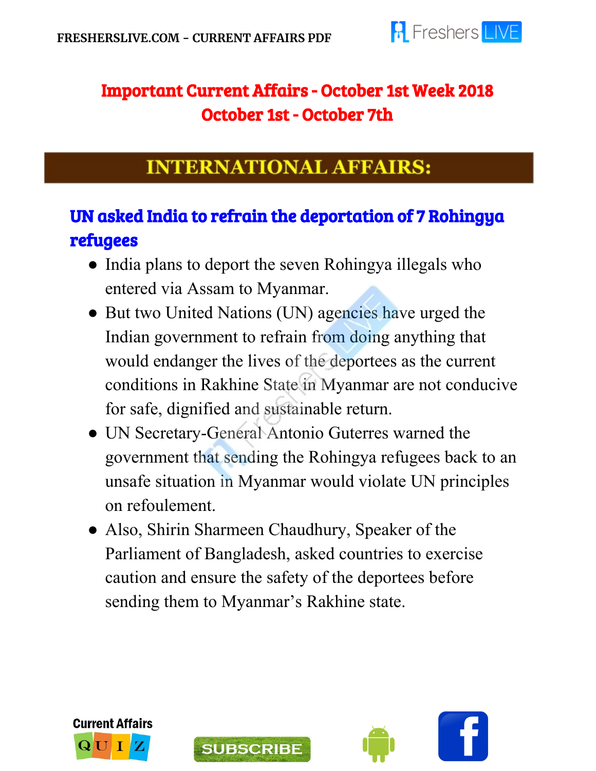# Important Current Affairs - October 1st Week 2018
## October 1st - October 7th

## INTERNATIONAL AFFAIRS:

### UN asked India to refrain the deportation of 7 Rohingya refugees

- India plans to deport the seven Rohingya illegals who entered via Assam to Myanmar.
- But two United Nations (UN) agencies have urged the Indian government to refrain from doing anything that would endanger the lives of the deportees as the current conditions in Rakhine State in Myanmar are not conducive for safe, dignified and sustainable return.
- UN Secretary-General Antonio Guterres warned the government that sending the Rohingya refugees back to an unsafe situation in Myanmar would violate UN principles on refoulement.
- Also, Shirin Sharmeen Chaudhury, Speaker of the Parliament of Bangladesh, asked countries to exercise caution and ensure the safety of the deportees before sending them to Myanmar's Rakhine state.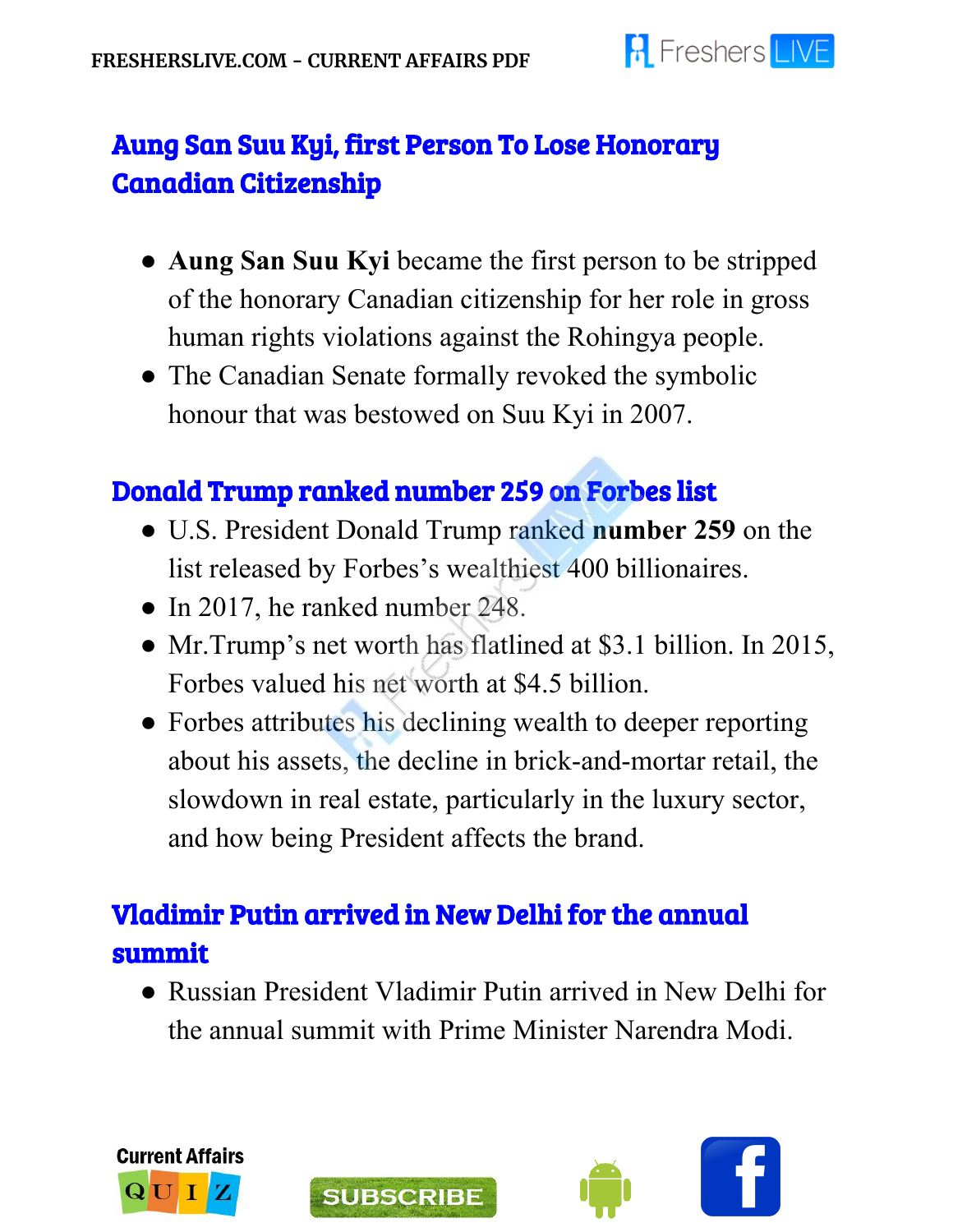## Aung San Suu Kyi, first Person To Lose Honorary Canadian Citizenship

- **Aung San Suu Kyi** became the first person to be stripped of the honorary Canadian citizenship for her role in gross human rights violations against the Rohingya people.
- The Canadian Senate formally revoked the symbolic honour that was bestowed on Suu Kyi in 2007.

## Donald Trump ranked number 259 on Forbes list

- U.S. President Donald Trump ranked **number 259** on the list released by Forbes's wealthiest 400 billionaires.
- In 2017, he ranked number 248.
- Mr.Trump's net worth has flatlined at $3.1 billion. In 2015, Forbes valued his net worth at $4.5 billion.
- Forbes attributes his declining wealth to deeper reporting about his assets, the decline in brick-and-mortar retail, the slowdown in real estate, particularly in the luxury sector, and how being President affects the brand.

## Vladimir Putin arrived in New Delhi for the annual summit

- Russian President Vladimir Putin arrived in New Delhi for the annual summit with Prime Minister Narendra Modi.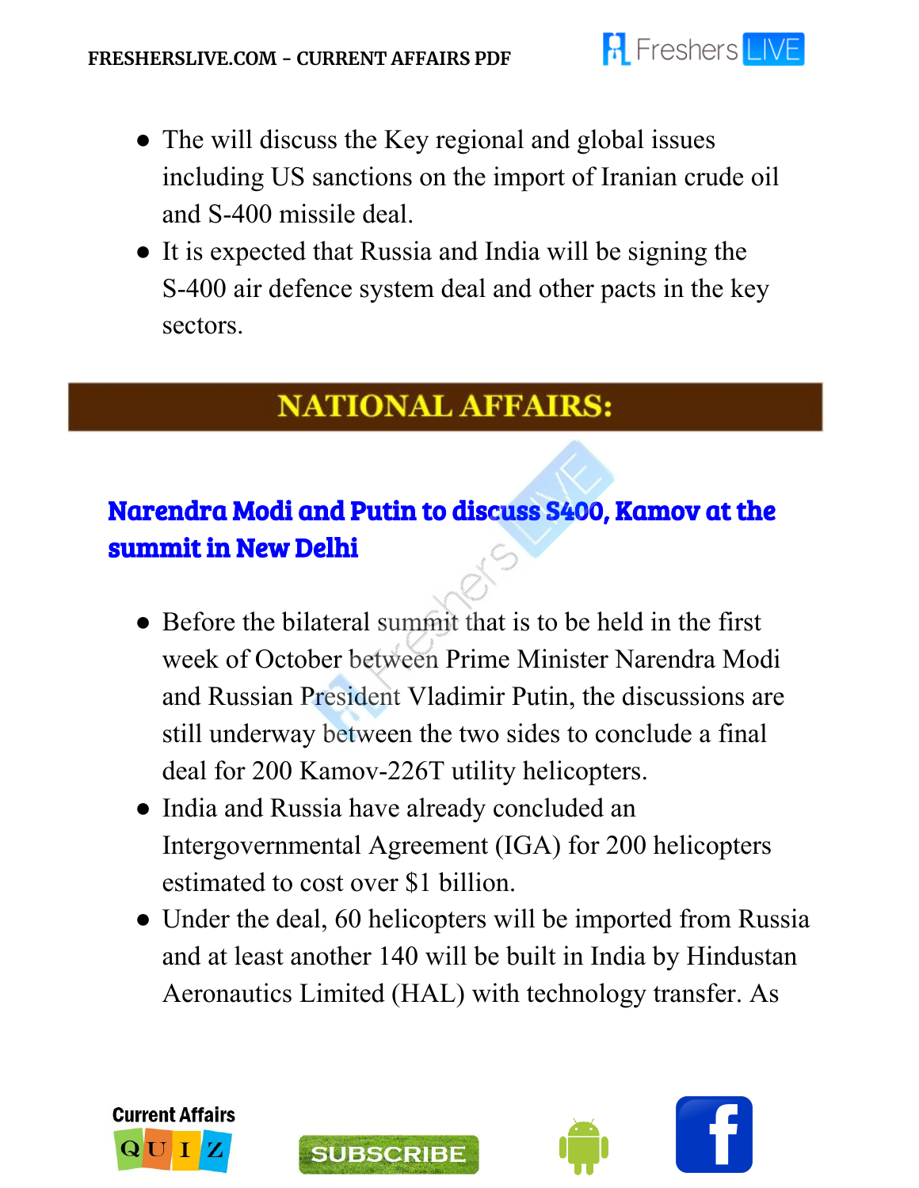- The will discuss the Key regional and global issues including US sanctions on the import of Iranian crude oil and S-400 missile deal.
- It is expected that Russia and India will be signing the S-400 air defence system deal and other pacts in the key sectors.

## NATIONAL AFFAIRS:

### Narendra Modi and Putin to discuss S400, Kamov at the summit in New Delhi

- Before the bilateral summit that is to be held in the first week of October between Prime Minister Narendra Modi and Russian President Vladimir Putin, the discussions are still underway between the two sides to conclude a final deal for 200 Kamov-226T utility helicopters.
- India and Russia have already concluded an Intergovernmental Agreement (IGA) for 200 helicopters estimated to cost over $1 billion.
- Under the deal, 60 helicopters will be imported from Russia and at least another 140 will be built in India by Hindustan Aeronautics Limited (HAL) with technology transfer. As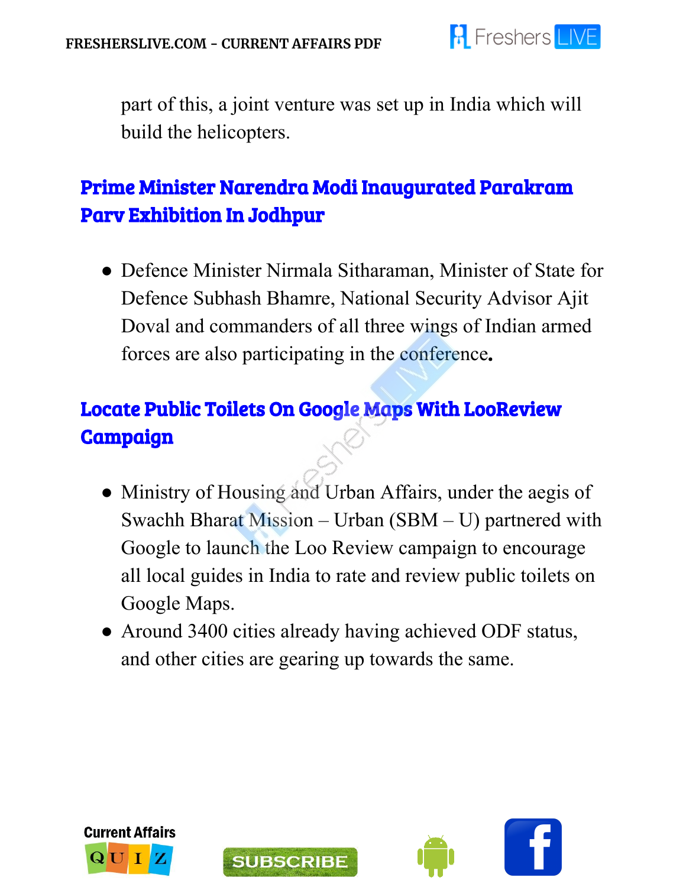part of this, a joint venture was set up in India which will build the helicopters.

## Prime Minister Narendra Modi Inaugurated Parakram Parv Exhibition In Jodhpur

- Defence Minister Nirmala Sitharaman, Minister of State for Defence Subhash Bhamre, National Security Advisor Ajit Doval and commanders of all three wings of Indian armed forces are also participating in the conference.

## Locate Public Toilets On Google Maps With LooReview Campaign

- Ministry of Housing and Urban Affairs, under the aegis of Swachh Bharat Mission – Urban (SBM – U) partnered with Google to launch the Loo Review campaign to encourage all local guides in India to rate and review public toilets on Google Maps.
- Around 3400 cities already having achieved ODF status, and other cities are gearing up towards the same.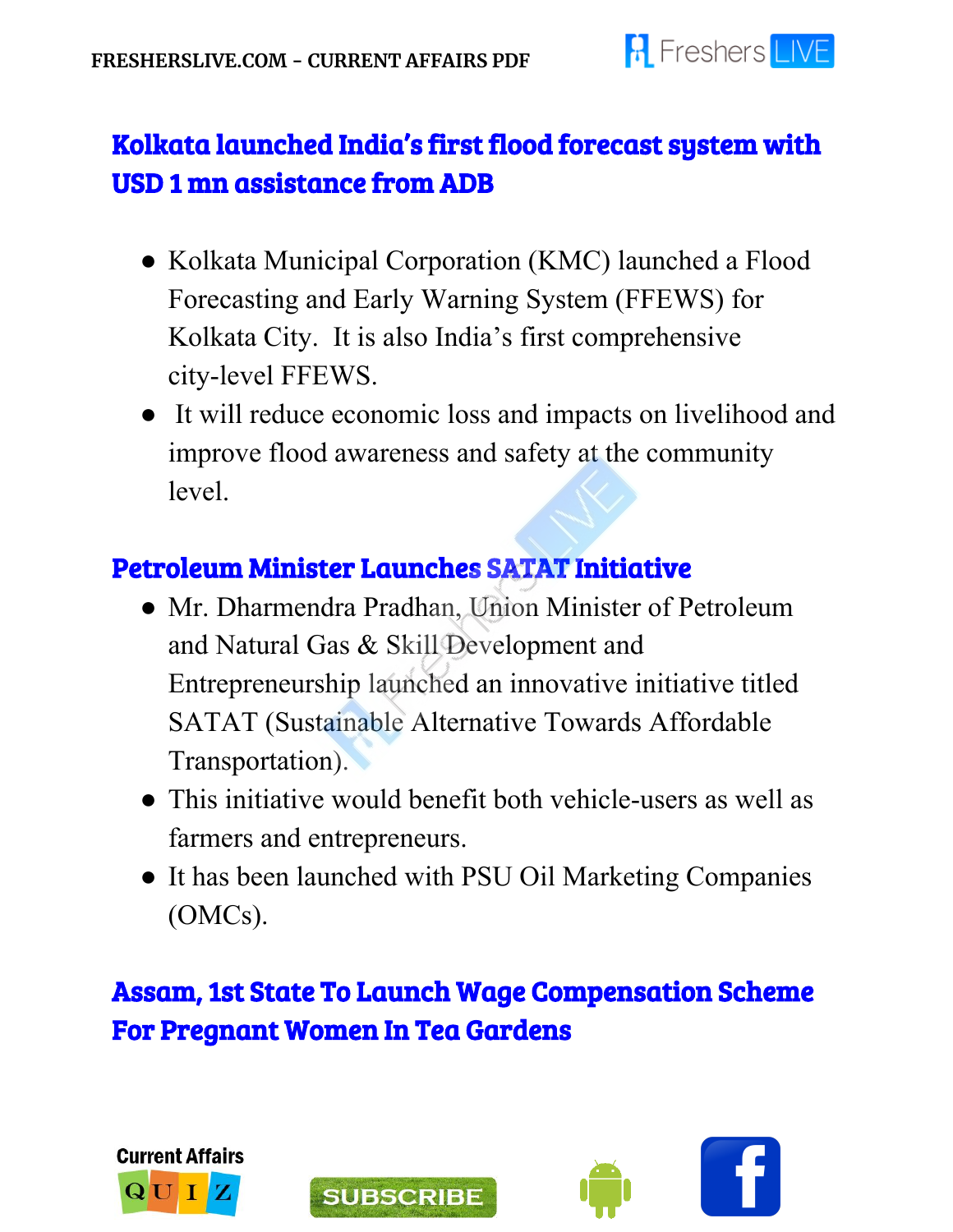## Kolkata launched India's first flood forecast system with USD 1 mn assistance from ADB

- Kolkata Municipal Corporation (KMC) launched a Flood Forecasting and Early Warning System (FFEWS) for Kolkata City. It is also India's first comprehensive city-level FFEWS.
- It will reduce economic loss and impacts on livelihood and improve flood awareness and safety at the community level.

## Petroleum Minister Launches SATAT Initiative

- Mr. Dharmendra Pradhan, Union Minister of Petroleum and Natural Gas & Skill Development and Entrepreneurship launched an innovative initiative titled SATAT (Sustainable Alternative Towards Affordable Transportation).
- This initiative would benefit both vehicle-users as well as farmers and entrepreneurs.
- It has been launched with PSU Oil Marketing Companies (OMCs).

## Assam, 1st State To Launch Wage Compensation Scheme For Pregnant Women In Tea Gardens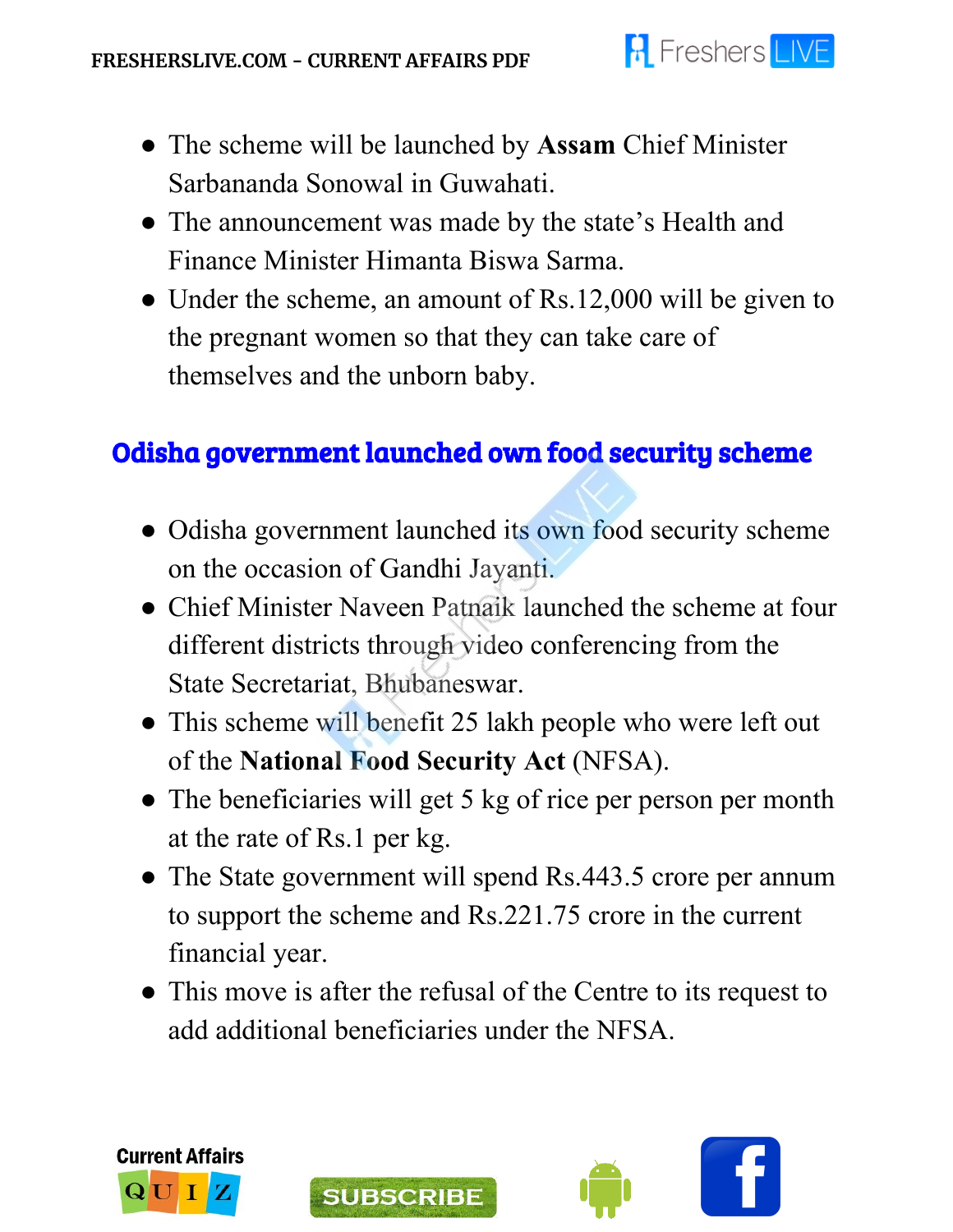- The scheme will be launched by **Assam** Chief Minister Sarbananda Sonowal in Guwahati.
- The announcement was made by the state's Health and Finance Minister Himanta Biswa Sarma.
- Under the scheme, an amount of Rs.12,000 will be given to the pregnant women so that they can take care of themselves and the unborn baby.

## Odisha government launched own food security scheme

- Odisha government launched its own food security scheme on the occasion of Gandhi Jayanti.
- Chief Minister Naveen Patnaik launched the scheme at four different districts through video conferencing from the State Secretariat, Bhubaneswar.
- This scheme will benefit 25 lakh people who were left out of the **National Food Security Act** (NFSA).
- The beneficiaries will get 5 kg of rice per person per month at the rate of Rs.1 per kg.
- The State government will spend Rs.443.5 crore per annum to support the scheme and Rs.221.75 crore in the current financial year.
- This move is after the refusal of the Centre to its request to add additional beneficiaries under the NFSA.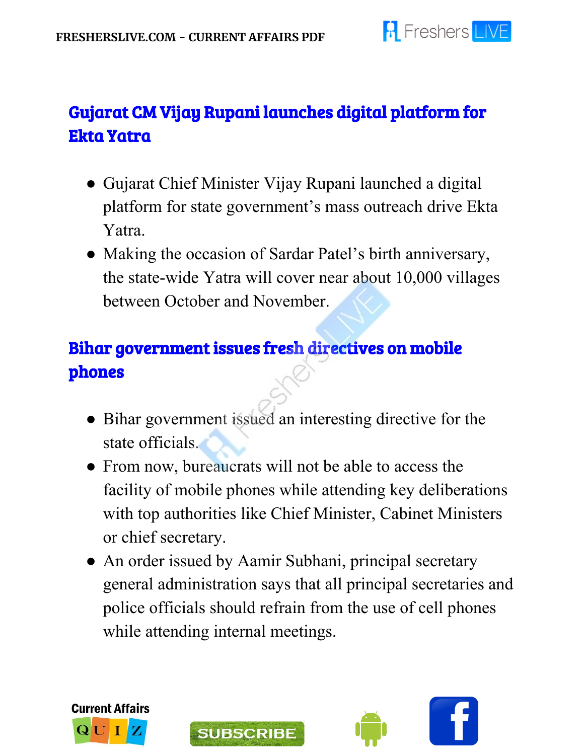## Gujarat CM Vijay Rupani launches digital platform for Ekta Yatra

- Gujarat Chief Minister Vijay Rupani launched a digital platform for state government's mass outreach drive Ekta Yatra.
- Making the occasion of Sardar Patel's birth anniversary, the state-wide Yatra will cover near about 10,000 villages between October and November.

## Bihar government issues fresh directives on mobile phones

- Bihar government issued an interesting directive for the state officials.
- From now, bureaucrats will not be able to access the facility of mobile phones while attending key deliberations with top authorities like Chief Minister, Cabinet Ministers or chief secretary.
- An order issued by Aamir Subhani, principal secretary general administration says that all principal secretaries and police officials should refrain from the use of cell phones while attending internal meetings.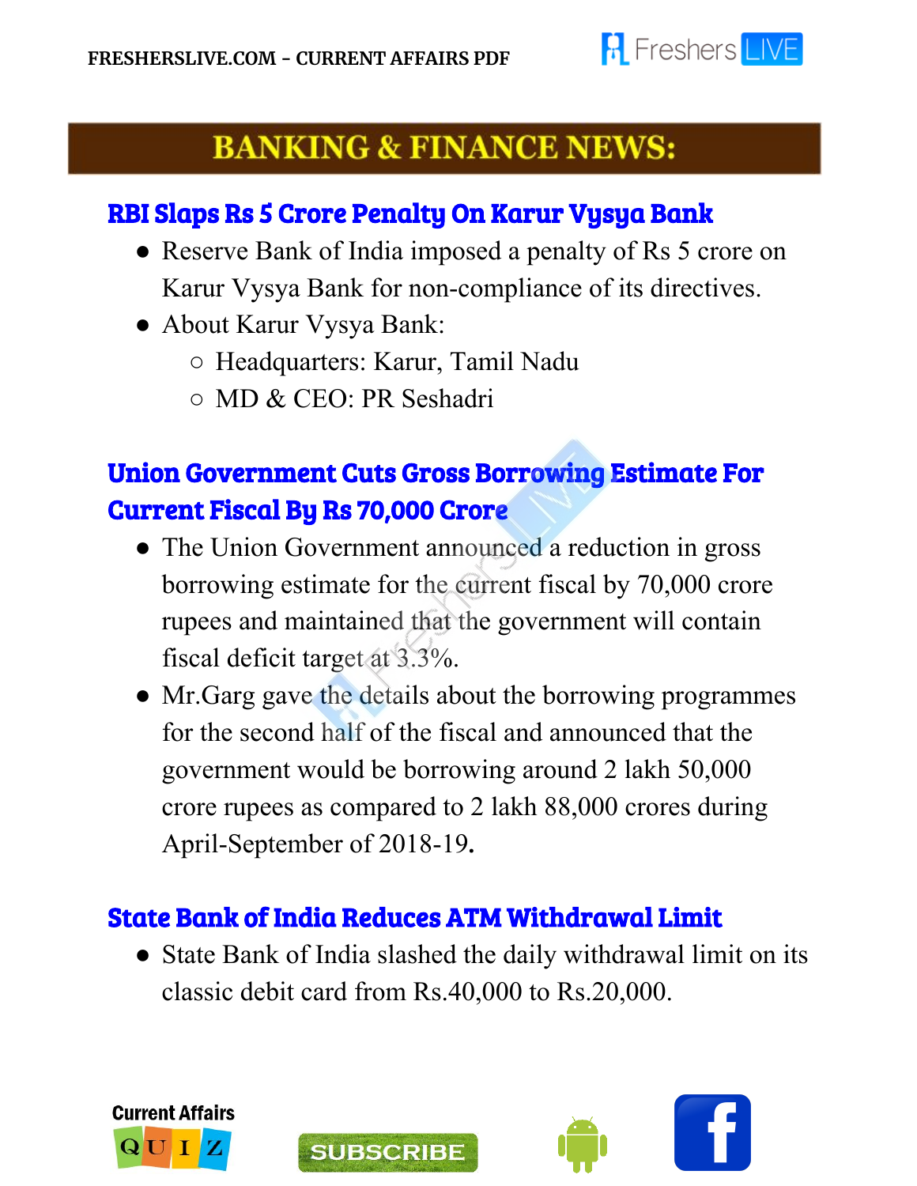## BANKING & FINANCE NEWS:

### RBI Slaps Rs 5 Crore Penalty On Karur Vysya Bank

- Reserve Bank of India imposed a penalty of Rs 5 crore on Karur Vysya Bank for non-compliance of its directives.
- About Karur Vysya Bank:
  - Headquarters: Karur, Tamil Nadu
  - MD & CEO: PR Seshadri

### Union Government Cuts Gross Borrowing Estimate For Current Fiscal By Rs 70,000 Crore

- The Union Government announced a reduction in gross borrowing estimate for the current fiscal by 70,000 crore rupees and maintained that the government will contain fiscal deficit target at 3.3%.
- Mr.Garg gave the details about the borrowing programmes for the second half of the fiscal and announced that the government would be borrowing around 2 lakh 50,000 crore rupees as compared to 2 lakh 88,000 crores during April-September of 2018-19.

### State Bank of India Reduces ATM Withdrawal Limit

- State Bank of India slashed the daily withdrawal limit on its classic debit card from Rs.40,000 to Rs.20,000.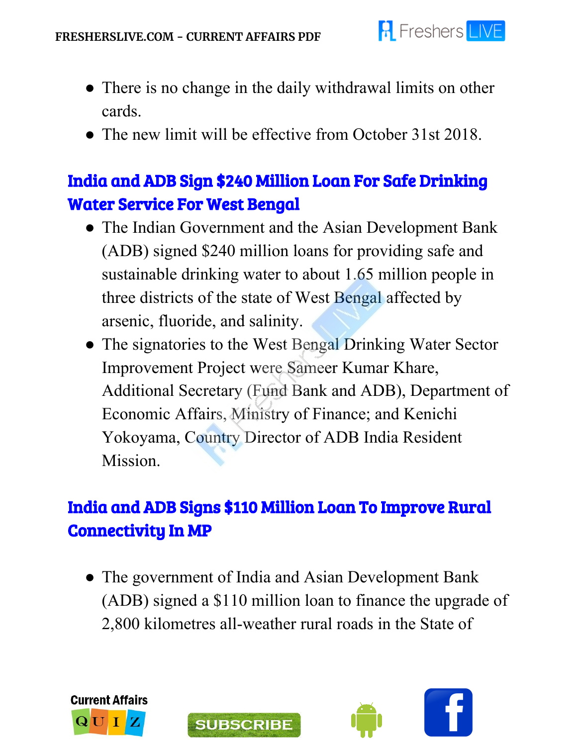- There is no change in the daily withdrawal limits on other cards.
- The new limit will be effective from October 31st 2018.

## India and ADB Sign $240 Million Loan For Safe Drinking Water Service For West Bengal

- The Indian Government and the Asian Development Bank (ADB) signed $240 million loans for providing safe and sustainable drinking water to about 1.65 million people in three districts of the state of West Bengal affected by arsenic, fluoride, and salinity.
- The signatories to the West Bengal Drinking Water Sector Improvement Project were Sameer Kumar Khare, Additional Secretary (Fund Bank and ADB), Department of Economic Affairs, Ministry of Finance; and Kenichi Yokoyama, Country Director of ADB India Resident Mission.

## India and ADB Signs $110 Million Loan To Improve Rural Connectivity In MP

- The government of India and Asian Development Bank (ADB) signed a $110 million loan to finance the upgrade of 2,800 kilometres all-weather rural roads in the State of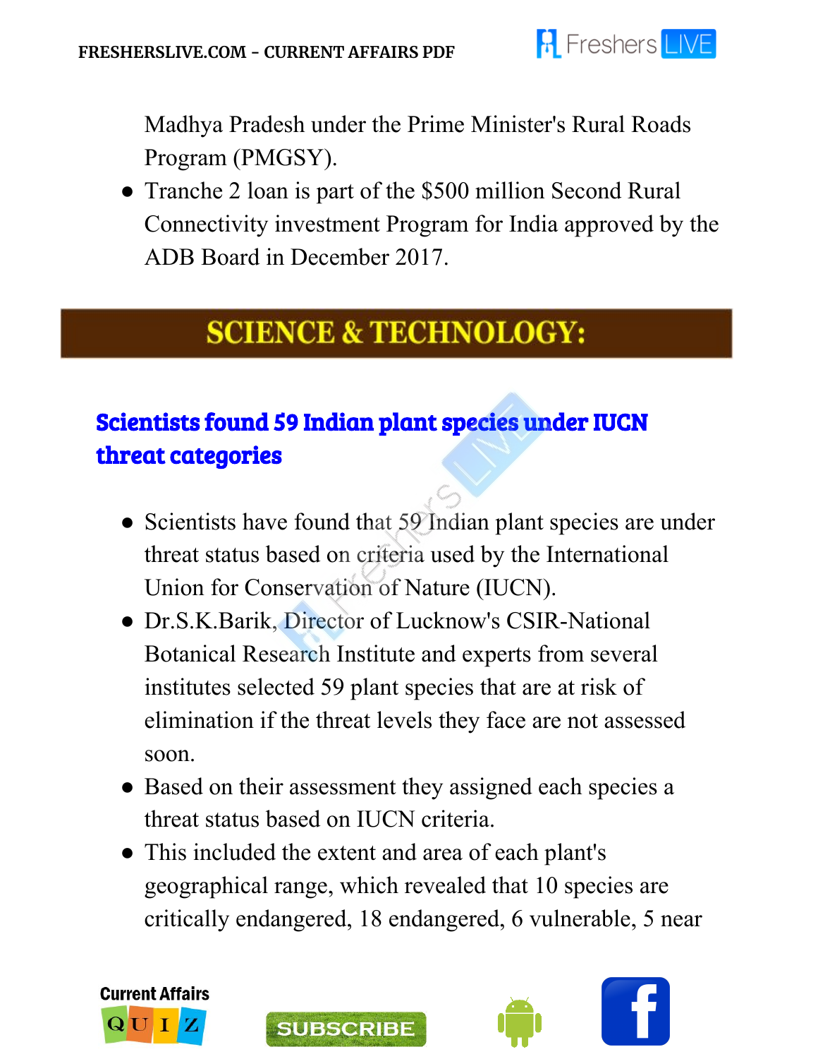Madhya Pradesh under the Prime Minister's Rural Roads Program (PMGSY).

- Tranche 2 loan is part of the $500 million Second Rural Connectivity investment Program for India approved by the ADB Board in December 2017.

## SCIENCE & TECHNOLOGY:

### Scientists found 59 Indian plant species under IUCN threat categories

- Scientists have found that 59 Indian plant species are under threat status based on criteria used by the International Union for Conservation of Nature (IUCN).
- Dr.S.K.Barik, Director of Lucknow's CSIR-National Botanical Research Institute and experts from several institutes selected 59 plant species that are at risk of elimination if the threat levels they face are not assessed soon.
- Based on their assessment they assigned each species a threat status based on IUCN criteria.
- This included the extent and area of each plant's geographical range, which revealed that 10 species are critically endangered, 18 endangered, 6 vulnerable, 5 near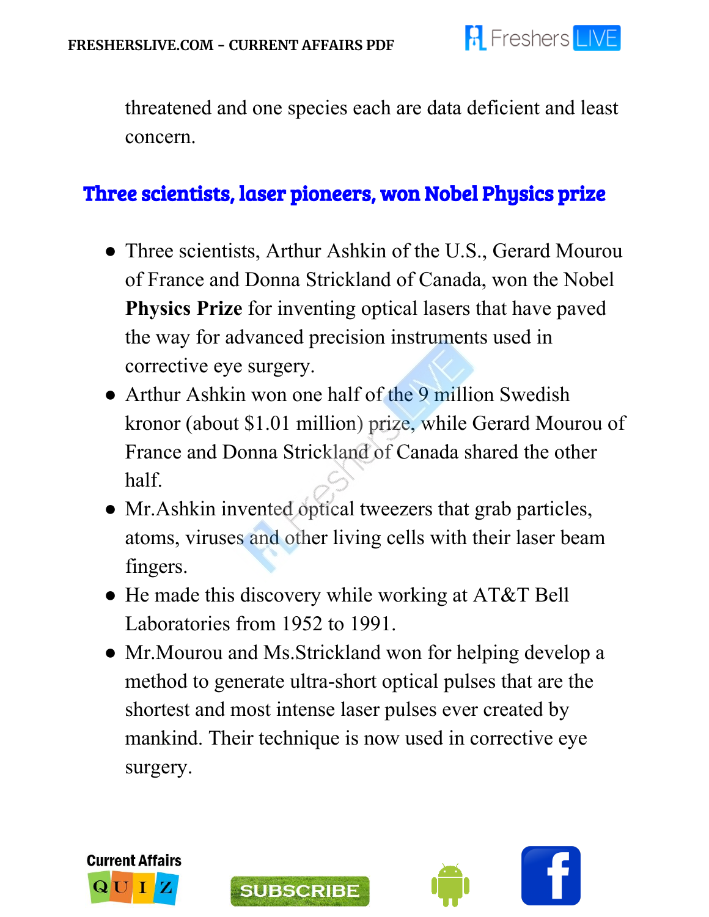threatened and one species each are data deficient and least concern.

## Three scientists, laser pioneers, won Nobel Physics prize

- Three scientists, Arthur Ashkin of the U.S., Gerard Mourou of France and Donna Strickland of Canada, won the Nobel **Physics Prize** for inventing optical lasers that have paved the way for advanced precision instruments used in corrective eye surgery.
- Arthur Ashkin won one half of the 9 million Swedish kronor (about $1.01 million) prize, while Gerard Mourou of France and Donna Strickland of Canada shared the other half.
- Mr.Ashkin invented optical tweezers that grab particles, atoms, viruses and other living cells with their laser beam fingers.
- He made this discovery while working at AT&T Bell Laboratories from 1952 to 1991.
- Mr.Mourou and Ms.Strickland won for helping develop a method to generate ultra-short optical pulses that are the shortest and most intense laser pulses ever created by mankind. Their technique is now used in corrective eye surgery.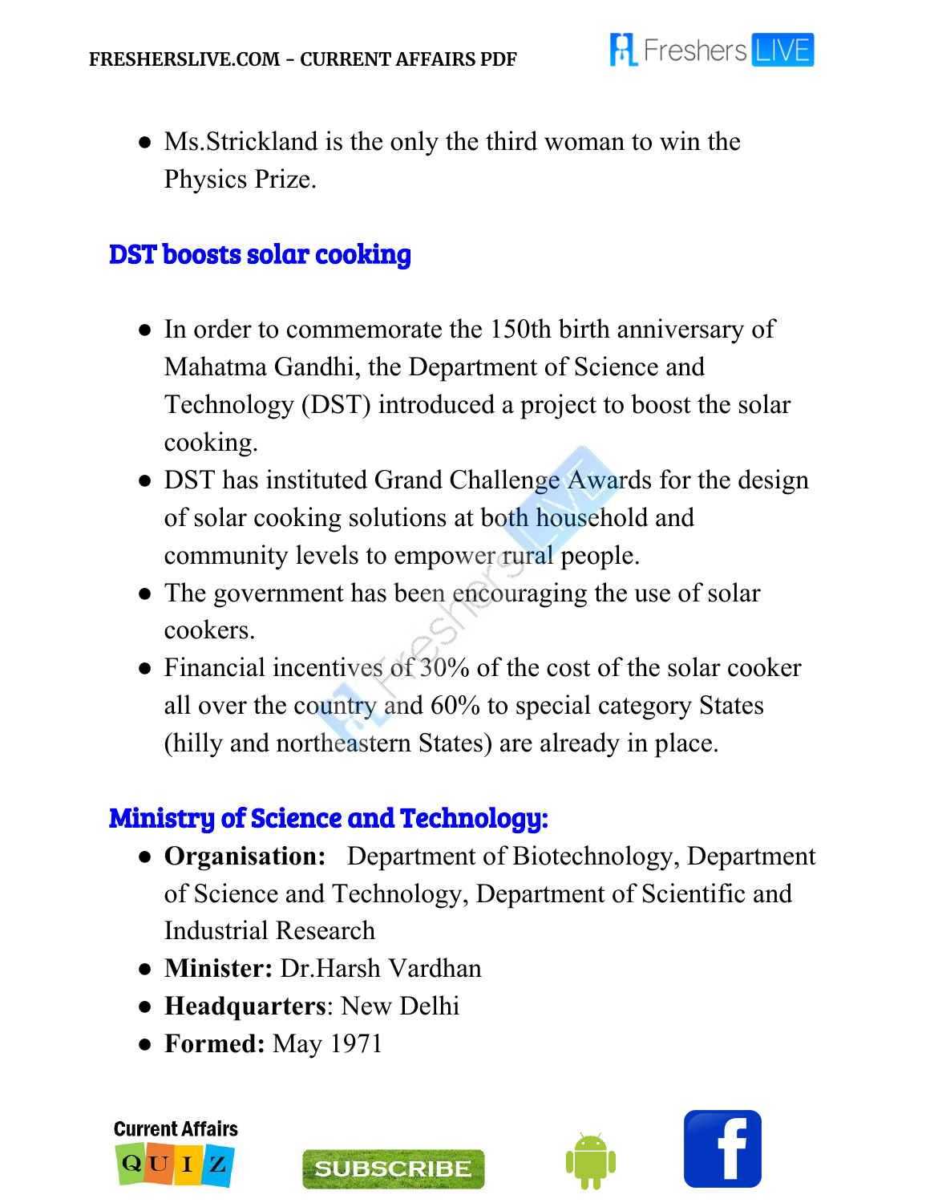- Ms.Strickland is the only the third woman to win the Physics Prize.

## DST boosts solar cooking

- In order to commemorate the 150th birth anniversary of Mahatma Gandhi, the Department of Science and Technology (DST) introduced a project to boost the solar cooking.
- DST has instituted Grand Challenge Awards for the design of solar cooking solutions at both household and community levels to empower rural people.
- The government has been encouraging the use of solar cookers.
- Financial incentives of 30% of the cost of the solar cooker all over the country and 60% to special category States (hilly and northeastern States) are already in place.

## Ministry of Science and Technology:

- **Organisation:** Department of Biotechnology, Department of Science and Technology, Department of Scientific and Industrial Research
- **Minister:** Dr.Harsh Vardhan
- **Headquarters**: New Delhi
- **Formed:** May 1971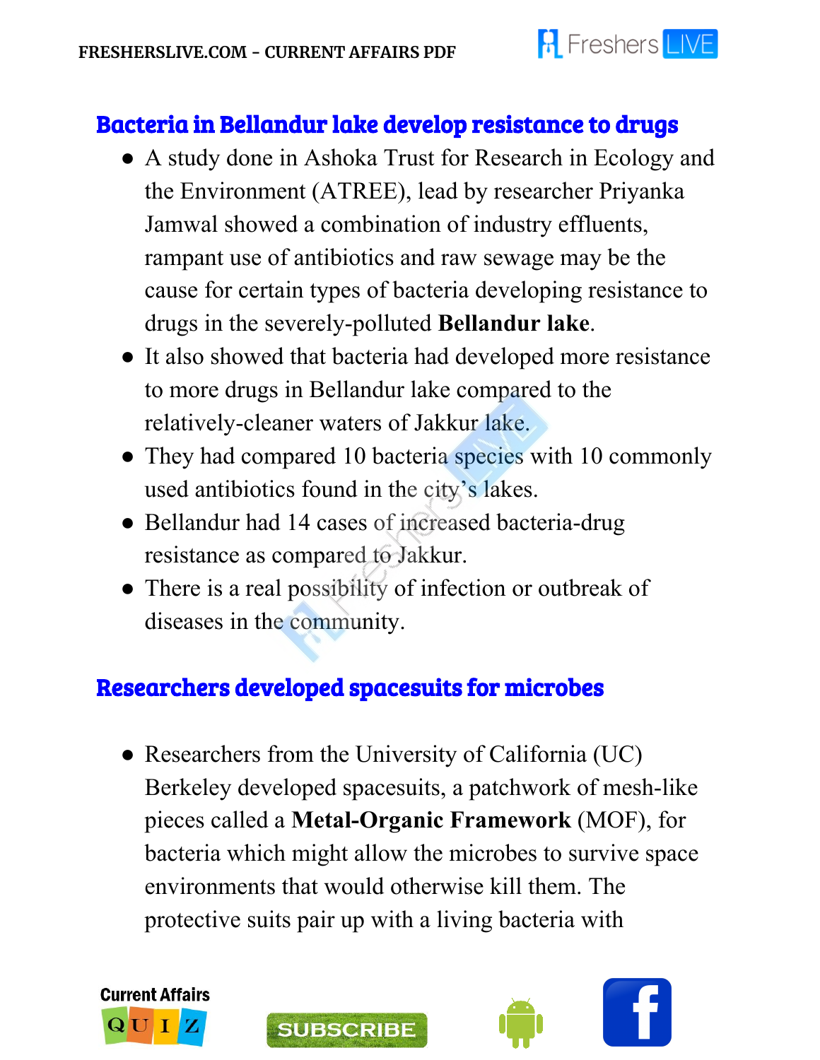## Bacteria in Bellandur lake develop resistance to drugs

- A study done in Ashoka Trust for Research in Ecology and the Environment (ATREE), lead by researcher Priyanka Jamwal showed a combination of industry effluents, rampant use of antibiotics and raw sewage may be the cause for certain types of bacteria developing resistance to drugs in the severely-polluted **Bellandur lake**.
- It also showed that bacteria had developed more resistance to more drugs in Bellandur lake compared to the relatively-cleaner waters of Jakkur lake.
- They had compared 10 bacteria species with 10 commonly used antibiotics found in the city's lakes.
- Bellandur had 14 cases of increased bacteria-drug resistance as compared to Jakkur.
- There is a real possibility of infection or outbreak of diseases in the community.

## Researchers developed spacesuits for microbes

- Researchers from the University of California (UC) Berkeley developed spacesuits, a patchwork of mesh-like pieces called a **Metal-Organic Framework** (MOF), for bacteria which might allow the microbes to survive space environments that would otherwise kill them. The protective suits pair up with a living bacteria with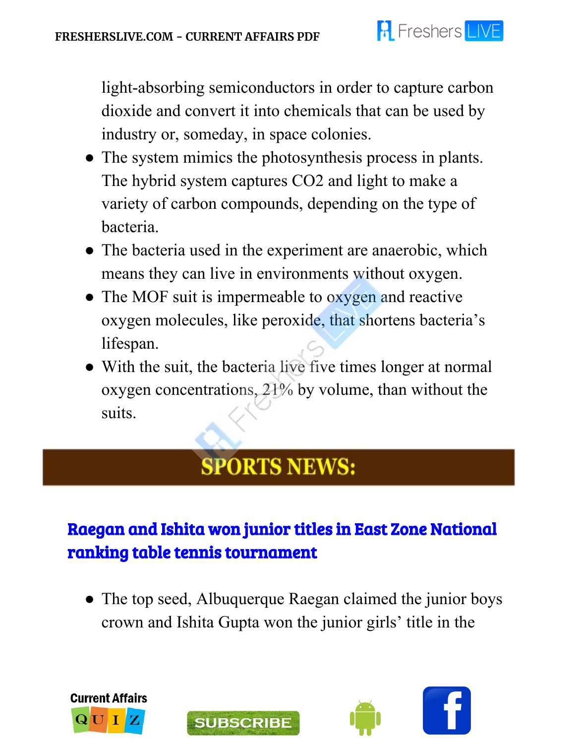light-absorbing semiconductors in order to capture carbon dioxide and convert it into chemicals that can be used by industry or, someday, in space colonies.

- The system mimics the photosynthesis process in plants. The hybrid system captures $CO_2$ and light to make a variety of carbon compounds, depending on the type of bacteria.
- The bacteria used in the experiment are anaerobic, which means they can live in environments without oxygen.
- The MOF suit is impermeable to oxygen and reactive oxygen molecules, like peroxide, that shortens bacteria's lifespan.
- With the suit, the bacteria live five times longer at normal oxygen concentrations, 21% by volume, than without the suits.

# SPORTS NEWS:

## Raegan and Ishita won junior titles in East Zone National ranking table tennis tournament

- The top seed, Albuquerque Raegan claimed the junior boys crown and Ishita Gupta won the junior girls' title in the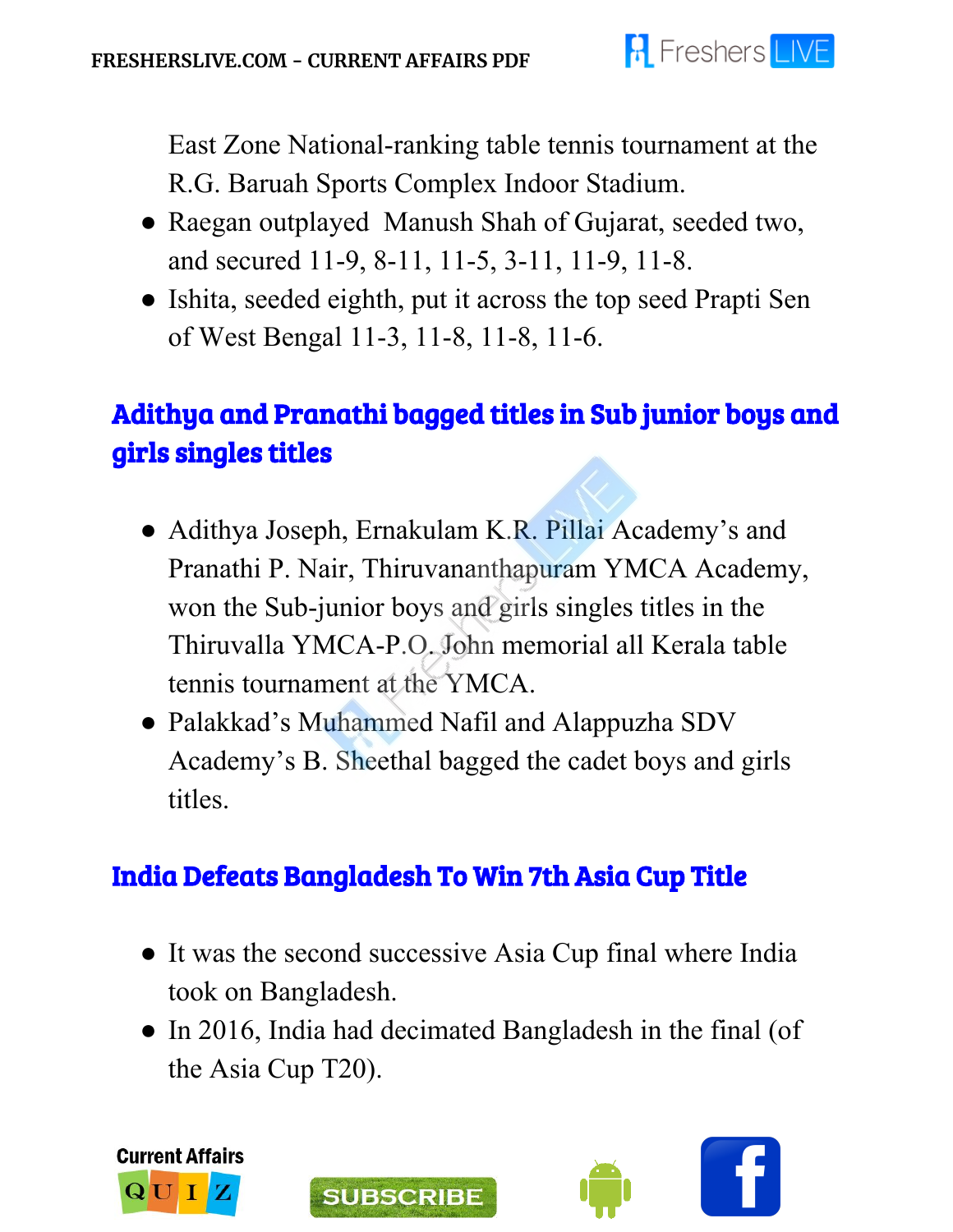East Zone National-ranking table tennis tournament at the R.G. Baruah Sports Complex Indoor Stadium.

- Raegan outplayed Manush Shah of Gujarat, seeded two, and secured 11-9, 8-11, 11-5, 3-11, 11-9, 11-8.
- Ishita, seeded eighth, put it across the top seed Prapti Sen of West Bengal 11-3, 11-8, 11-8, 11-6.

## Adithya and Pranathi bagged titles in Sub junior boys and girls singles titles

- Adithya Joseph, Ernakulam K.R. Pillai Academy's and Pranathi P. Nair, Thiruvananthapuram YMCA Academy, won the Sub-junior boys and girls singles titles in the Thiruvalla YMCA-P.O. John memorial all Kerala table tennis tournament at the YMCA.
- Palakkad's Muhammed Nafil and Alappuzha SDV Academy's B. Sheethal bagged the cadet boys and girls titles.

## India Defeats Bangladesh To Win 7th Asia Cup Title

- It was the second successive Asia Cup final where India took on Bangladesh.
- In 2016, India had decimated Bangladesh in the final (of the Asia Cup T20).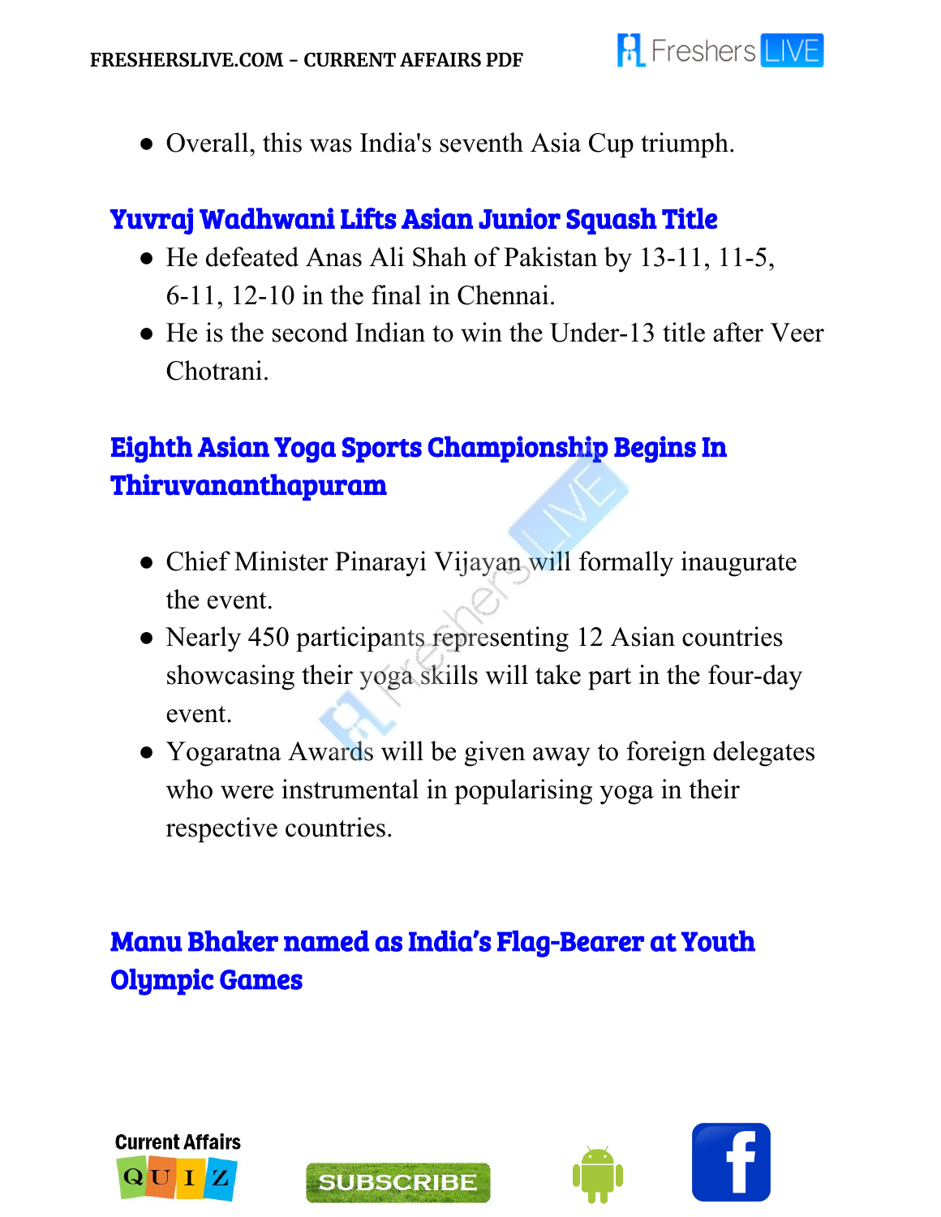- Overall, this was India's seventh Asia Cup triumph.

## Yuvraj Wadhwani Lifts Asian Junior Squash Title

- He defeated Anas Ali Shah of Pakistan by 13-11, 11-5, 6-11, 12-10 in the final in Chennai.
- He is the second Indian to win the Under-13 title after Veer Chotrani.

## Eighth Asian Yoga Sports Championship Begins In Thiruvananthapuram

- Chief Minister Pinarayi Vijayan will formally inaugurate the event.
- Nearly 450 participants representing 12 Asian countries showcasing their yoga skills will take part in the four-day event.
- Yogaratna Awards will be given away to foreign delegates who were instrumental in popularising yoga in their respective countries.

## Manu Bhaker named as India's Flag-Bearer at Youth Olympic Games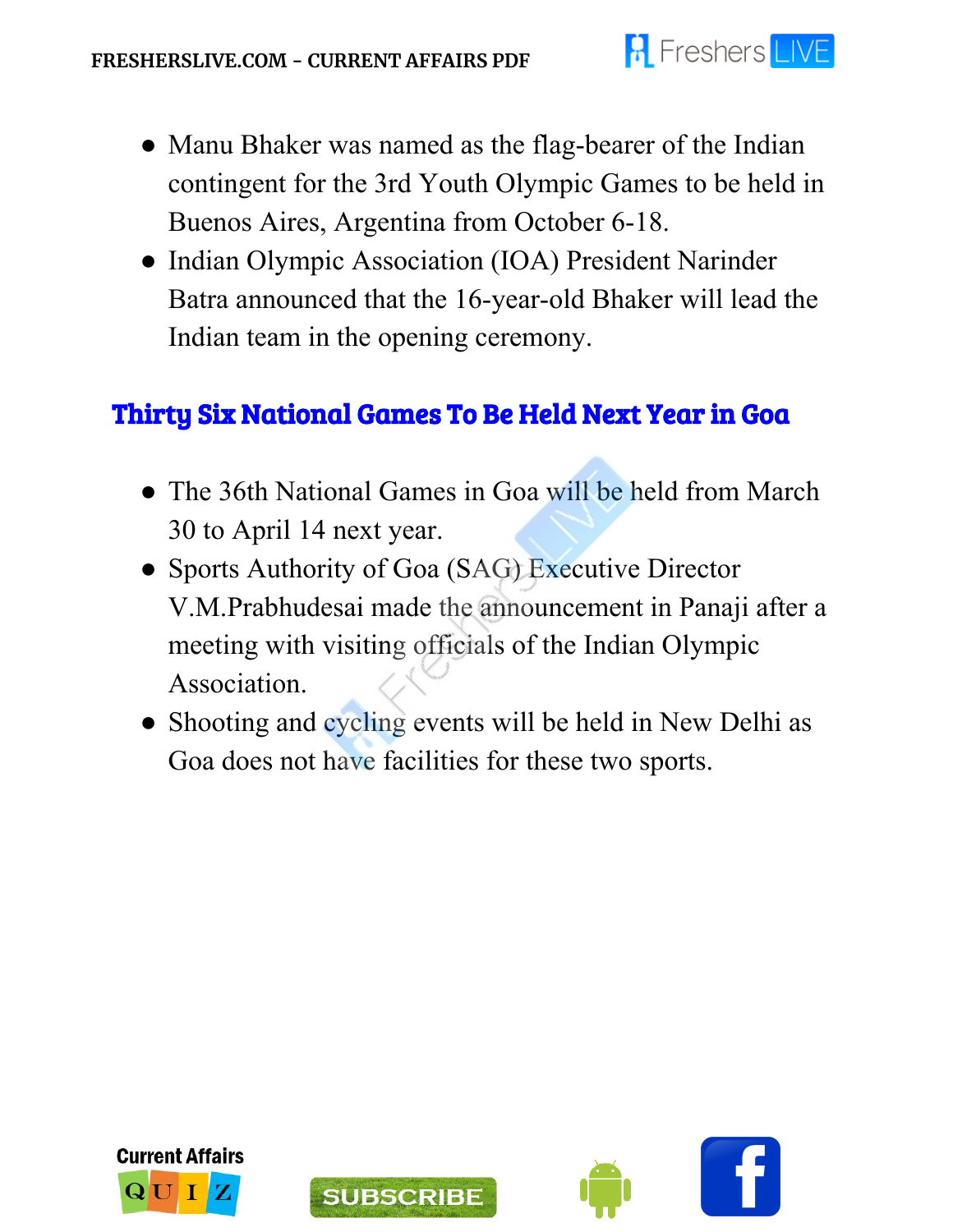- Manu Bhaker was named as the flag-bearer of the Indian contingent for the 3rd Youth Olympic Games to be held in Buenos Aires, Argentina from October 6-18.
- Indian Olympic Association (IOA) President Narinder Batra announced that the 16-year-old Bhaker will lead the Indian team in the opening ceremony.

## Thirty Six National Games To Be Held Next Year in Goa

- The 36th National Games in Goa will be held from March 30 to April 14 next year.
- Sports Authority of Goa (SAG) Executive Director V.M.Prabhudesai made the announcement in Panaji after a meeting with visiting officials of the Indian Olympic Association.
- Shooting and cycling events will be held in New Delhi as Goa does not have facilities for these two sports.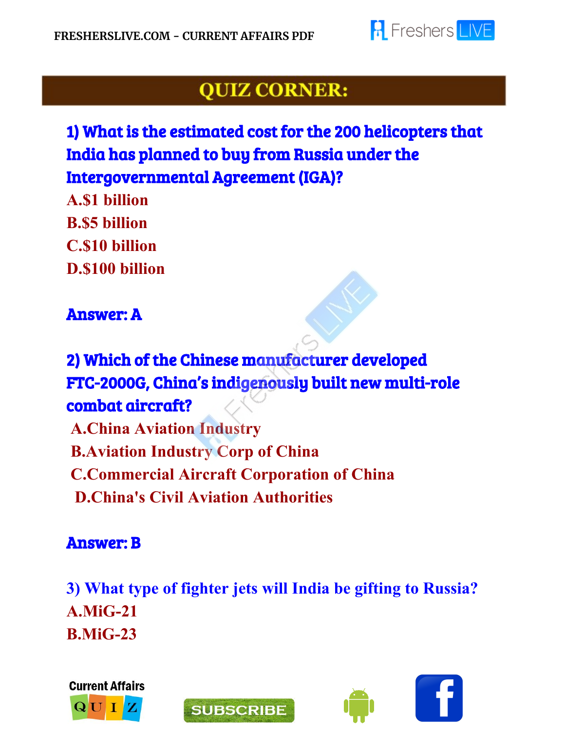## QUIZ CORNER:

**1) What is the estimated cost for the 200 helicopters that India has planned to buy from Russia under the Intergovernmental Agreement (IGA)?**

A.$1 billion

B.$5 billion

C.$10 billion

D.$100 billion

**Answer: A**

**2) Which of the Chinese manufacturer developed FTC-2000G, China's indigenously built new multi-role combat aircraft?**

A.China Aviation Industry

B.Aviation Industry Corp of China

C.Commercial Aircraft Corporation of China

D.China's Civil Aviation Authorities

**Answer: B**

**3) What type of fighter jets will India be gifting to Russia?**

A.MiG-21

B.MiG-23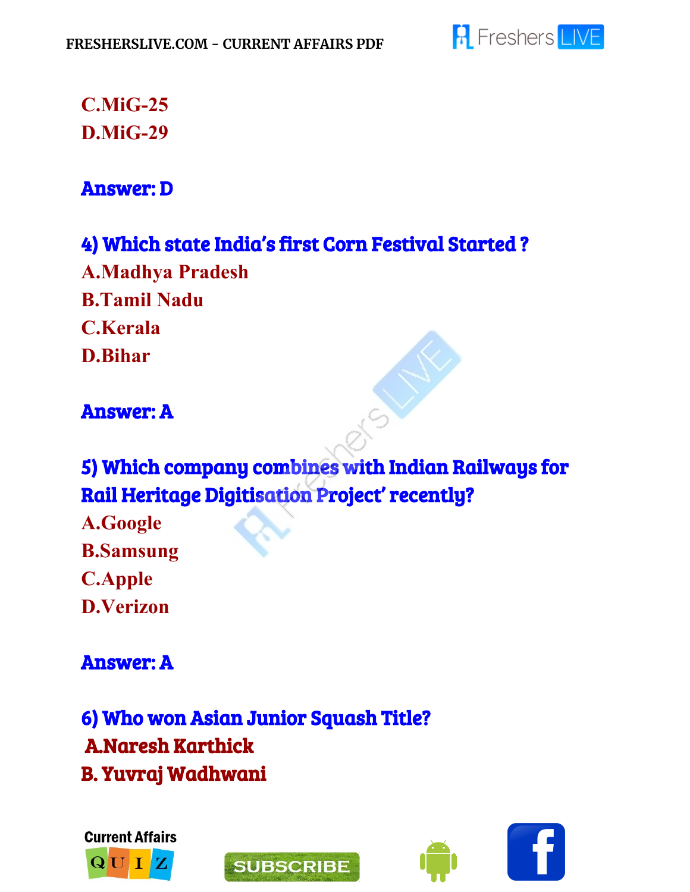C.MiG-25

D.MiG-29

**Answer: D**

**4) Which state India's first Corn Festival Started ?**

A.Madhya Pradesh

B.Tamil Nadu

C.Kerala

D.Bihar

**Answer: A**

**5) Which company combines with Indian Railways for Rail Heritage Digitisation Project' recently?**

A.Google

B.Samsung

C.Apple

D.Verizon

**Answer: A**

**6) Who won Asian Junior Squash Title?**

**A.Naresh Karthick**

**B. Yuvraj Wadhwani**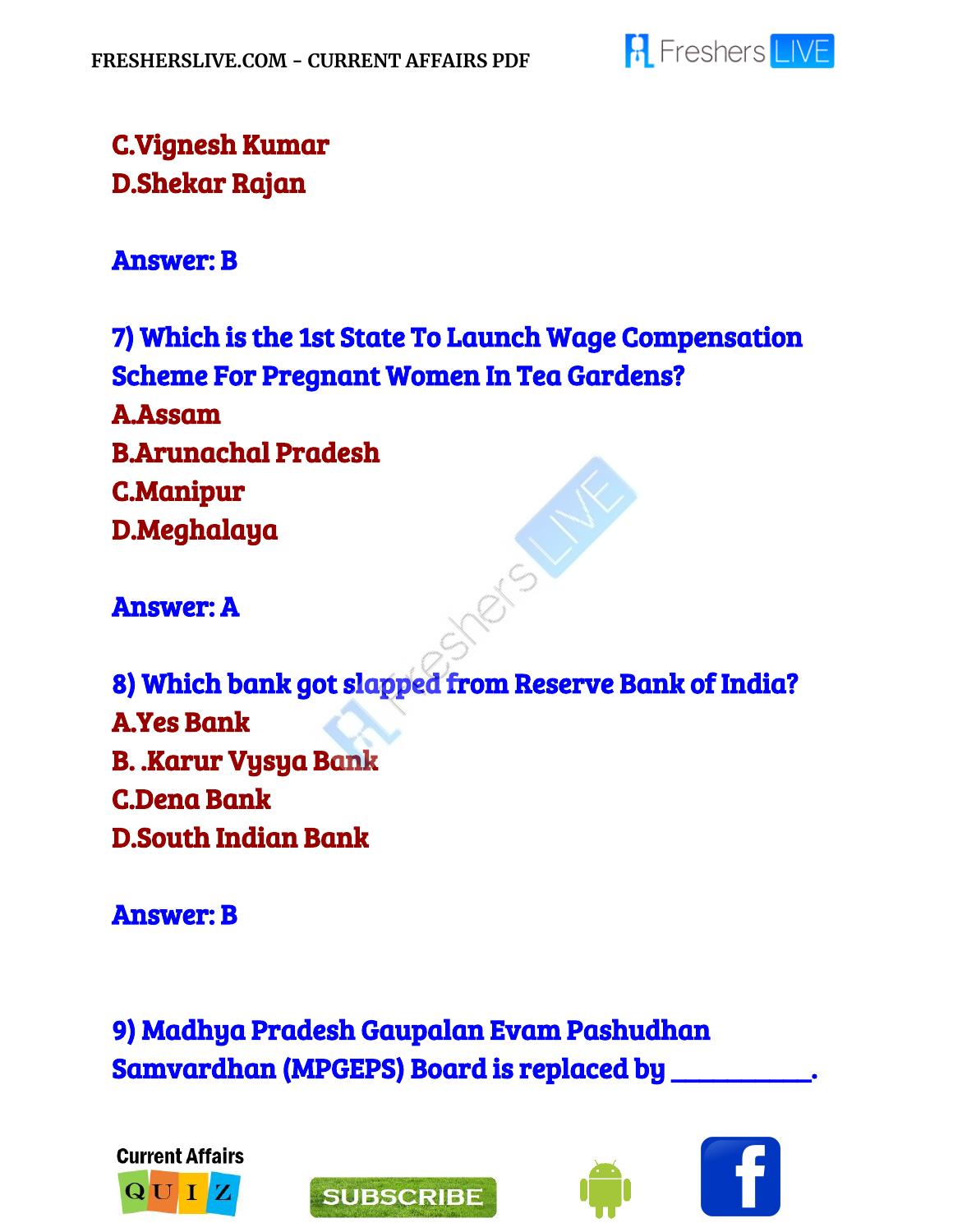C.Vignesh Kumar
D.Shekar Rajan

**Answer: B**

**7) Which is the 1st State To Launch Wage Compensation Scheme For Pregnant Women In Tea Gardens?**
A.Assam
B.Arunachal Pradesh
C.Manipur
D.Meghalaya

**Answer: A**

**8) Which bank got slapped from Reserve Bank of India?**
A.Yes Bank
B. .Karur Vysya Bank
C.Dena Bank
D.South Indian Bank

**Answer: B**

**9) Madhya Pradesh Gaupalan Evam Pashudhan Samvardhan (MPGEPS) Board is replaced by __________.**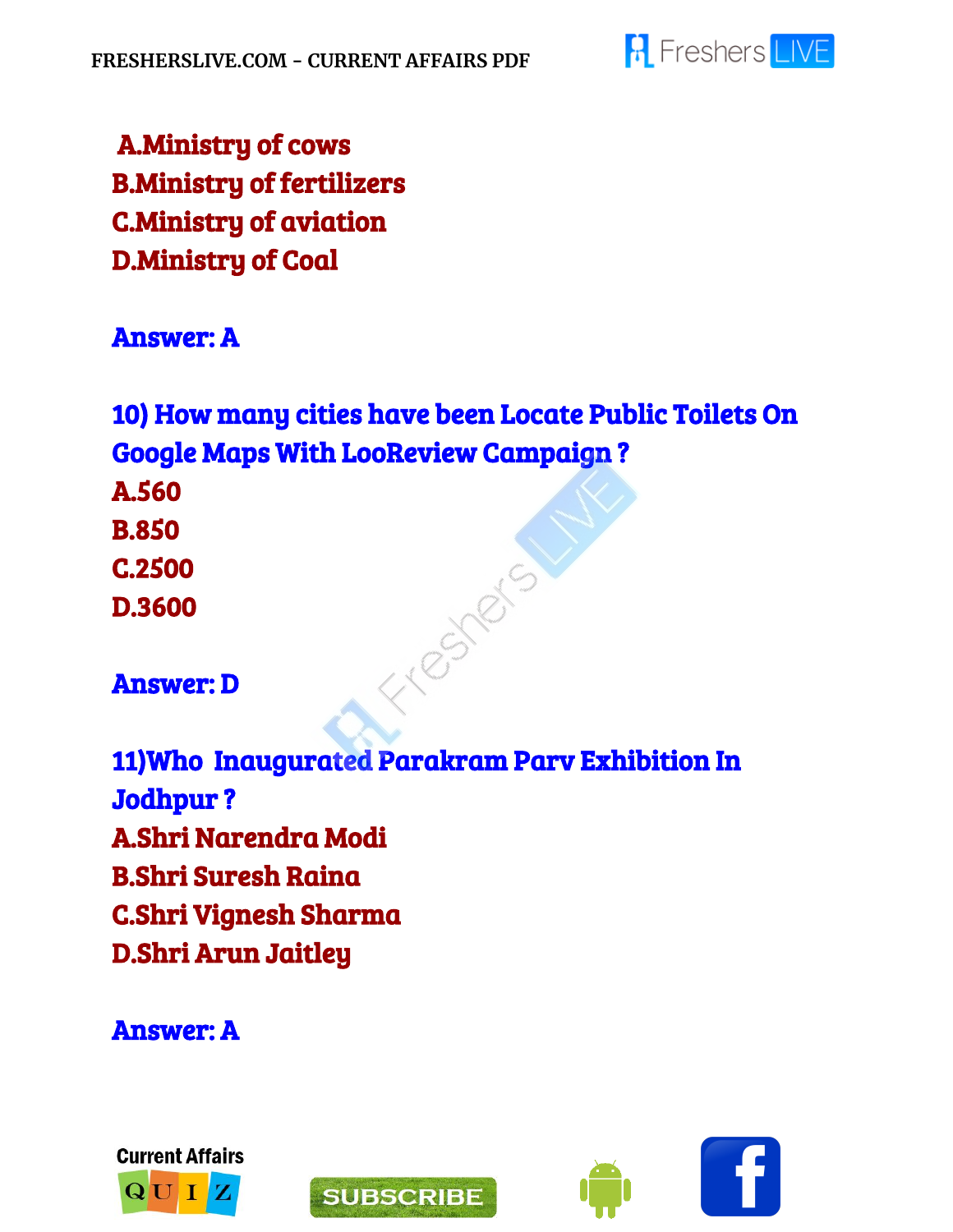A.Ministry of cows
B.Ministry of fertilizers
C.Ministry of aviation
D.Ministry of Coal

**Answer: A**

**10) How many cities have been Locate Public Toilets On Google Maps With LooReview Campaign ?**

A.560
B.850
C.2500
D.3600

**Answer: D**

**11)Who Inaugurated Parakram Parv Exhibition In Jodhpur ?**

A.Shri Narendra Modi
B.Shri Suresh Raina
C.Shri Vignesh Sharma
D.Shri Arun Jaitley

**Answer: A**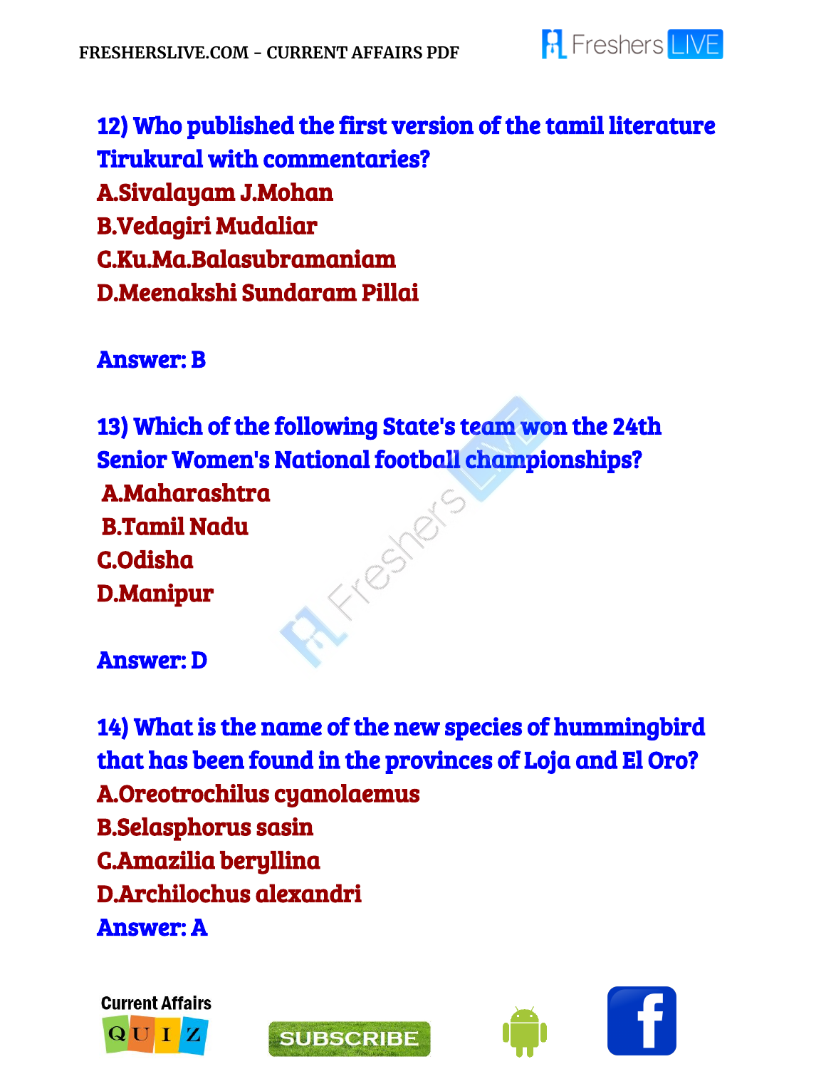**12) Who published the first version of the tamil literature Tirukural with commentaries?**

A.Sivalayam J.Mohan

B.Vedagiri Mudaliar

C.Ku.Ma.Balasubramaniam

D.Meenakshi Sundaram Pillai

**Answer: B**

**13) Which of the following State's team won the 24th Senior Women's National football championships?**

A.Maharashtra

B.Tamil Nadu

C.Odisha

D.Manipur

**Answer: D**

**14) What is the name of the new species of hummingbird that has been found in the provinces of Loja and El Oro?**

A.Oreotrochilus cyanolaemus

B.Selasphorus sasin

C.Amazilia beryllina

D.Archilochus alexandri

**Answer: A**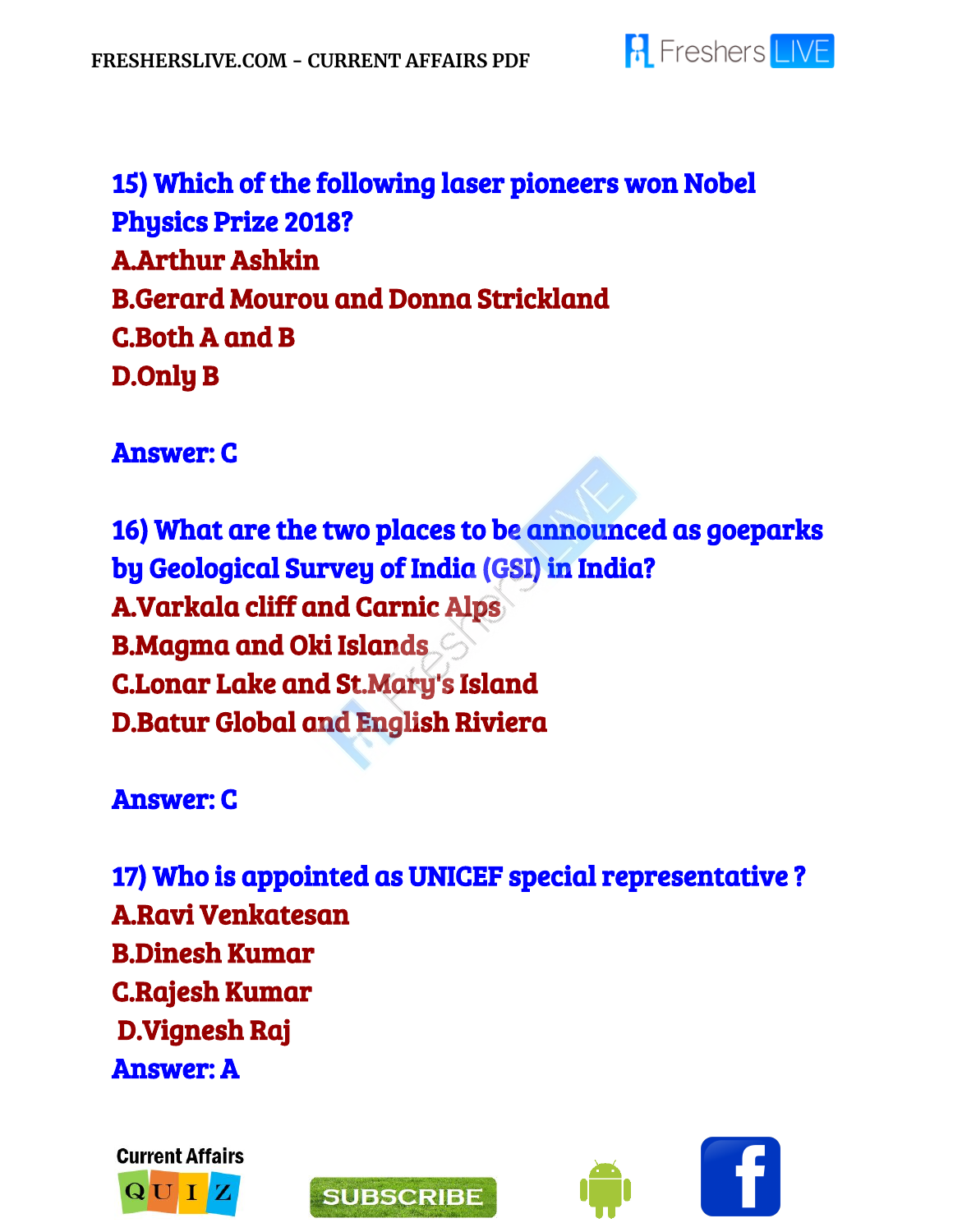**15) Which of the following laser pioneers won Nobel Physics Prize 2018?**

A.Arthur Ashkin

B.Gerard Mourou and Donna Strickland

C.Both A and B

D.Only B

**Answer: C**

**16) What are the two places to be announced as goeparks by Geological Survey of India (GSI) in India?**

A.Varkala cliff and Carnic Alps

B.Magma and Oki Islands

C.Lonar Lake and St.Mary's Island

D.Batur Global and English Riviera

**Answer: C**

**17) Who is appointed as UNICEF special representative ?**

A.Ravi Venkatesan

B.Dinesh Kumar

C.Rajesh Kumar

D.Vignesh Raj

**Answer: A**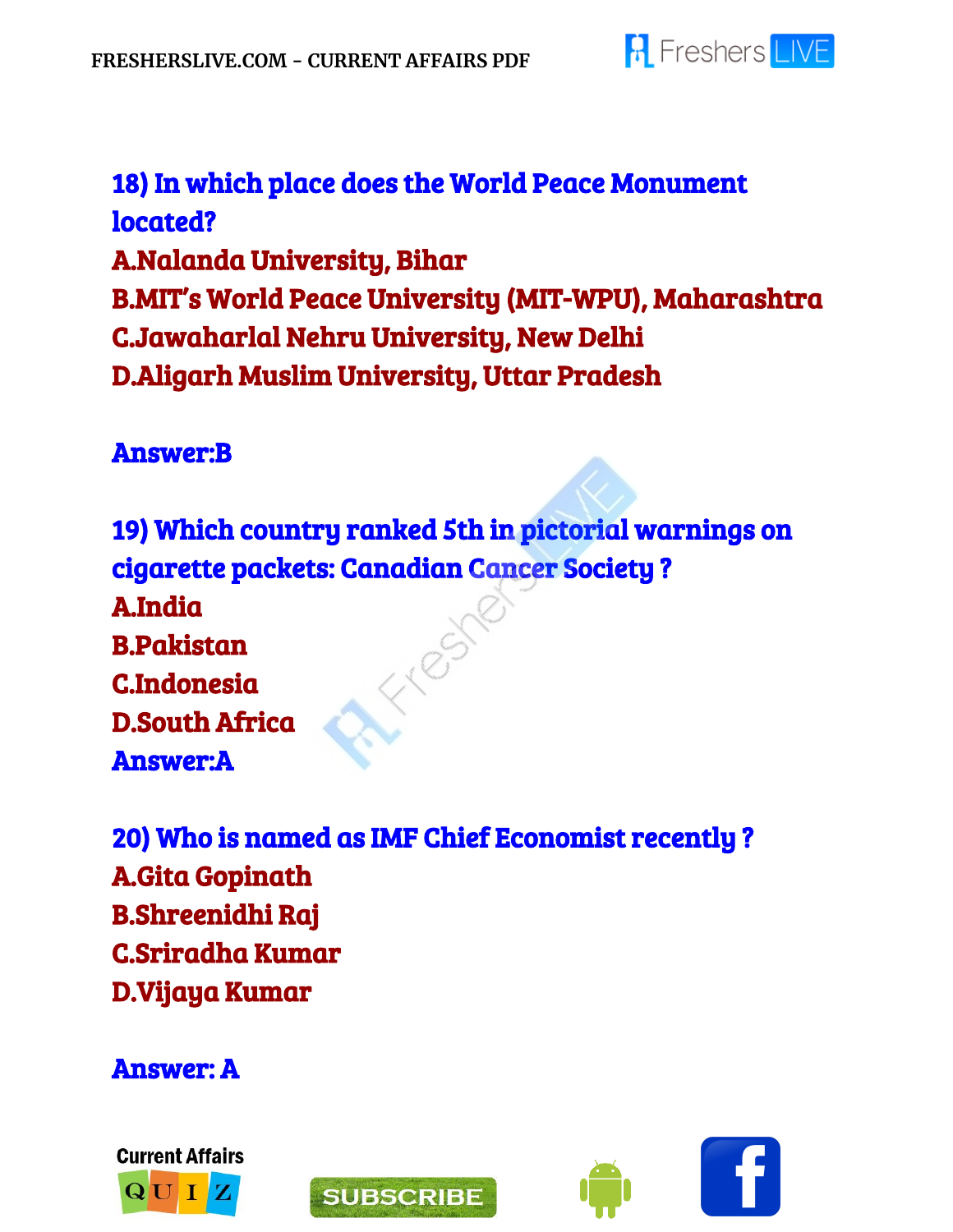**18) In which place does the World Peace Monument located?**

A.Nalanda University, Bihar

B.MIT's World Peace University (MIT-WPU), Maharashtra

C.Jawaharlal Nehru University, New Delhi

D.Aligarh Muslim University, Uttar Pradesh

**Answer:B**

**19) Which country ranked 5th in pictorial warnings on cigarette packets: Canadian Cancer Society ?**

A.India

B.Pakistan

C.Indonesia

D.South Africa

**Answer:A**

**20) Who is named as IMF Chief Economist recently ?**

A.Gita Gopinath

B.Shreenidhi Raj

C.Sriradha Kumar

D.Vijaya Kumar

**Answer: A**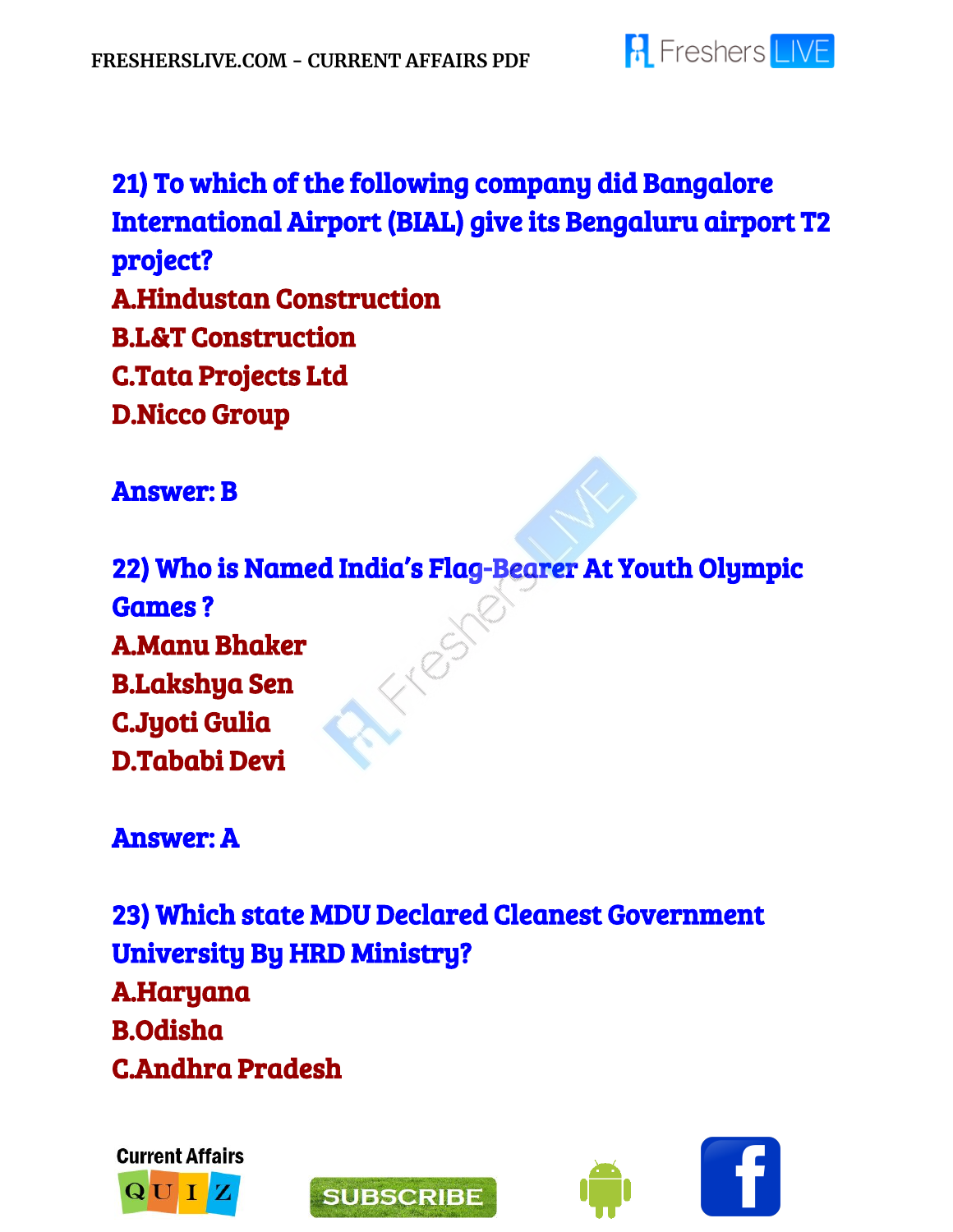**21) To which of the following company did Bangalore International Airport (BIAL) give its Bengaluru airport T2 project?**

A.Hindustan Construction

B.L&T Construction

C.Tata Projects Ltd

D.Nicco Group

**Answer: B**

**22) Who is Named India's Flag-Bearer At Youth Olympic Games ?**

A.Manu Bhaker

B.Lakshya Sen

C.Jyoti Gulia

D.Tababi Devi

**Answer: A**

**23) Which state MDU Declared Cleanest Government University By HRD Ministry?**

A.Haryana

B.Odisha

C.Andhra Pradesh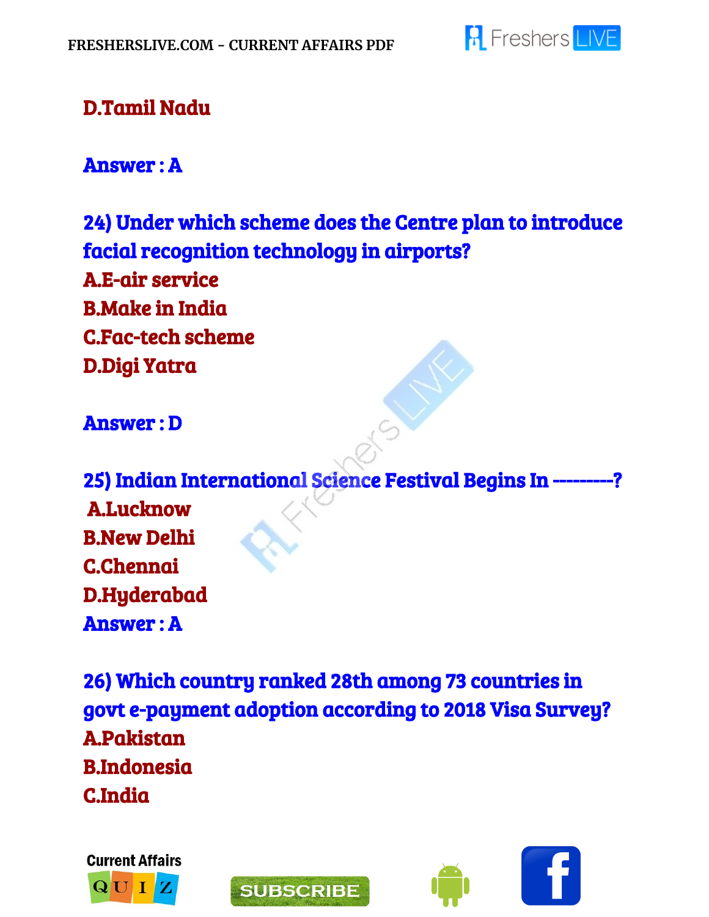D.Tamil Nadu

**Answer : A**

**24) Under which scheme does the Centre plan to introduce facial recognition technology in airports?**

A.E-air service

B.Make in India

C.Fac-tech scheme

D.Digi Yatra

**Answer : D**

**25) Indian International Science Festival Begins In ---------?**

A.Lucknow

B.New Delhi

C.Chennai

D.Hyderabad

**Answer : A**

**26) Which country ranked 28th among 73 countries in govt e-payment adoption according to 2018 Visa Survey?**

A.Pakistan

B.Indonesia

C.India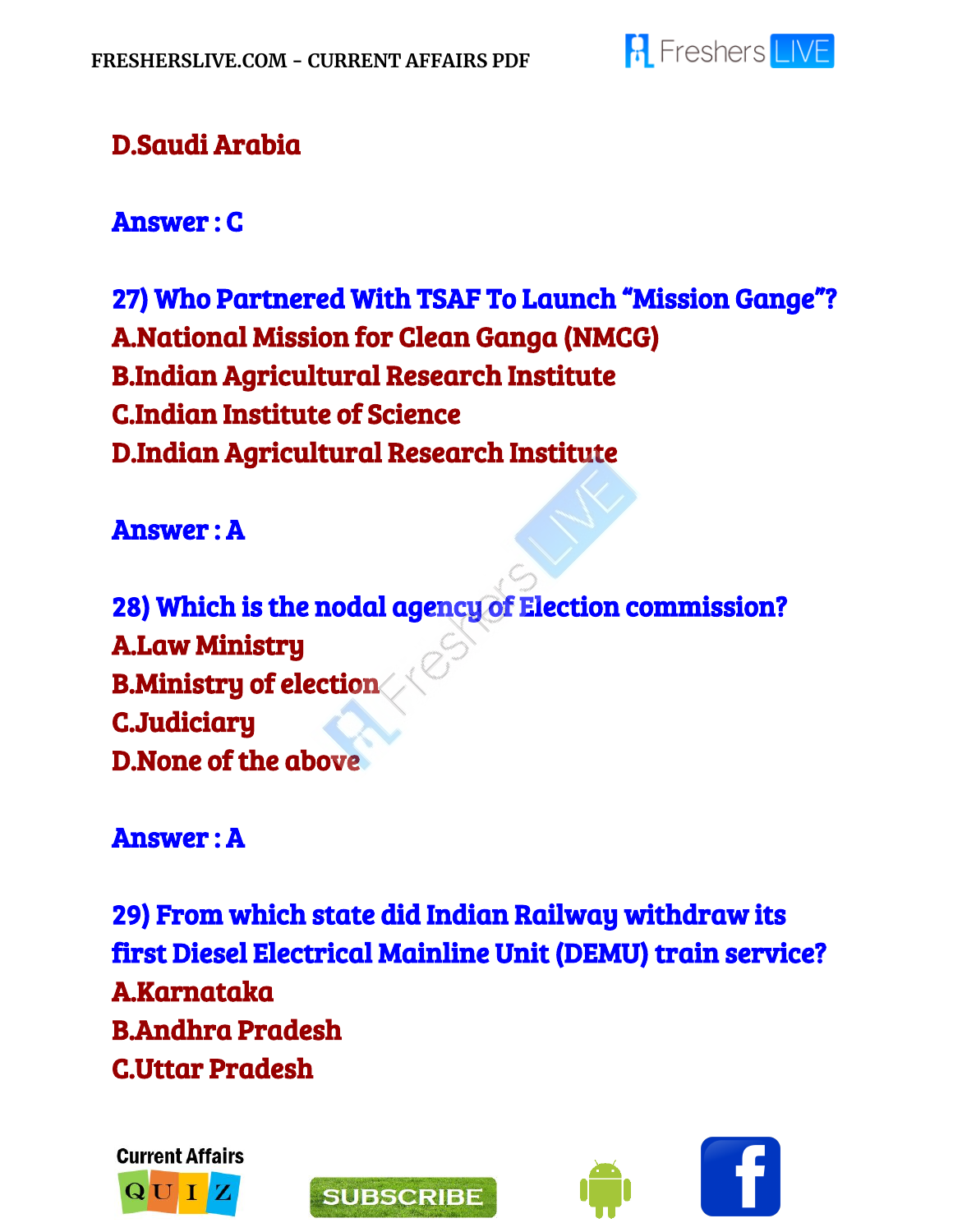D.Saudi Arabia

**Answer : C**

**27) Who Partnered With TSAF To Launch "Mission Gange"?**

A.National Mission for Clean Ganga (NMCG)

B.Indian Agricultural Research Institute

C.Indian Institute of Science

D.Indian Agricultural Research Institute

**Answer : A**

**28) Which is the nodal agency of Election commission?**

A.Law Ministry

B.Ministry of election

C.Judiciary

D.None of the above

**Answer : A**

**29) From which state did Indian Railway withdraw its first Diesel Electrical Mainline Unit (DEMU) train service?**

A.Karnataka

B.Andhra Pradesh

C.Uttar Pradesh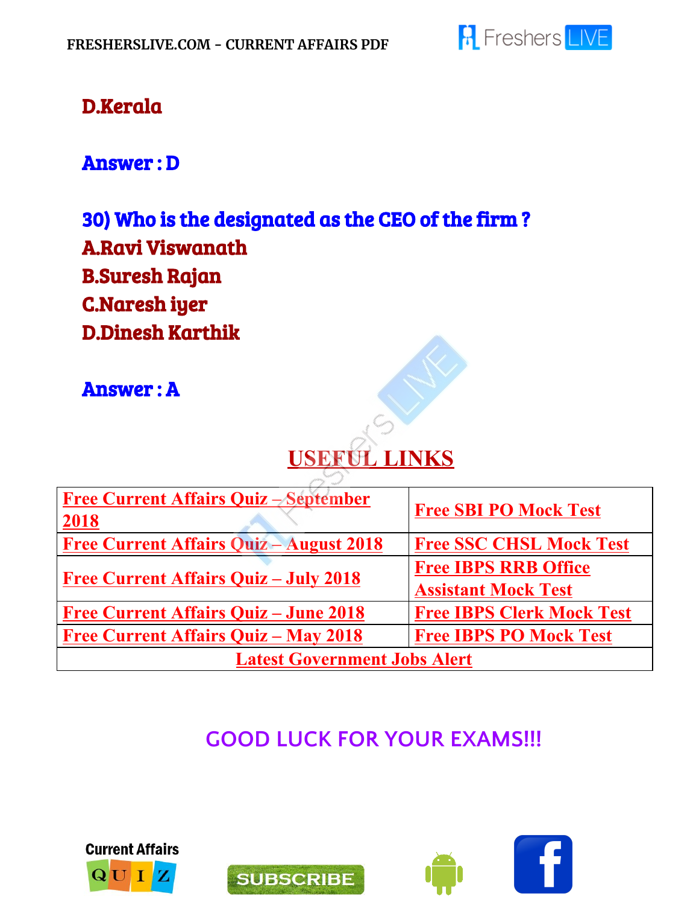D.Kerala

**Answer : D**

**30) Who is the designated as the CEO of the firm ?**

A.Ravi Viswanath

B.Suresh Rajan

C.Naresh iyer

D.Dinesh Karthik

**Answer : A**

## USEFUL LINKS

| | |
|---|---|
| Free Current Affairs Quiz – September 2018 | Free SBI PO Mock Test |
| Free Current Affairs Quiz – August 2018 | Free SSC CHSL Mock Test |
| Free Current Affairs Quiz – July 2018 | Free IBPS RRB Office Assistant Mock Test |
| Free Current Affairs Quiz – June 2018 | Free IBPS Clerk Mock Test |
| Free Current Affairs Quiz – May 2018 | Free IBPS PO Mock Test |
| Latest Government Jobs Alert | |

GOOD LUCK FOR YOUR EXAMS!!!

Current Affairs QUIZ

SUBSCRIBE